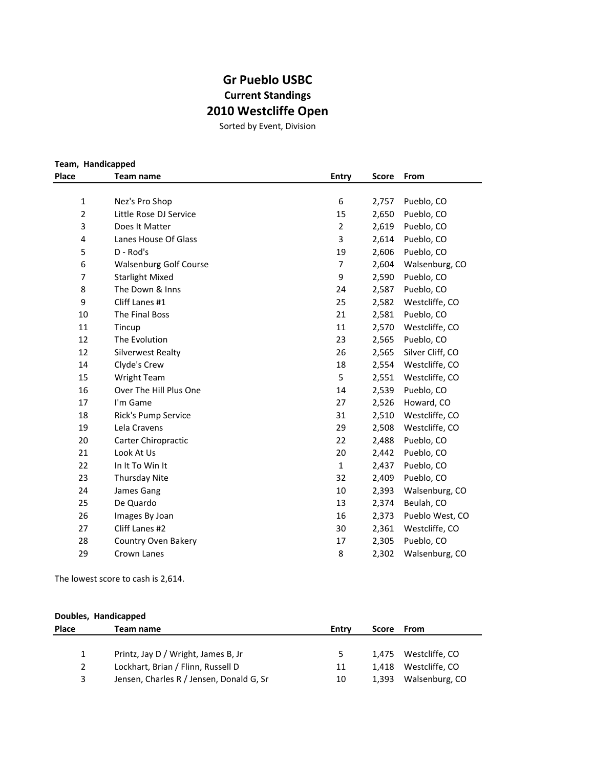# Gr Pueblo USBC

## Current Standings

## 2010 Westcliffe Open

Sorted by Event, Division

**Team, Handicapped**

| Place | Team name | Entry | Score | From |
|---|---|---|---|---|
| 1 | Nez's Pro Shop | 6 | 2,757 | Pueblo, CO |
| 2 | Little Rose DJ Service | 15 | 2,650 | Pueblo, CO |
| 3 | Does It Matter | 2 | 2,619 | Pueblo, CO |
| 4 | Lanes House Of Glass | 3 | 2,614 | Pueblo, CO |
| 5 | D - Rod's | 19 | 2,606 | Pueblo, CO |
| 6 | Walsenburg Golf Course | 7 | 2,604 | Walsenburg, CO |
| 7 | Starlight Mixed | 9 | 2,590 | Pueblo, CO |
| 8 | The Down & Inns | 24 | 2,587 | Pueblo, CO |
| 9 | Cliff Lanes #1 | 25 | 2,582 | Westcliffe, CO |
| 10 | The Final Boss | 21 | 2,581 | Pueblo, CO |
| 11 | Tincup | 11 | 2,570 | Westcliffe, CO |
| 12 | The Evolution | 23 | 2,565 | Pueblo, CO |
| 12 | Silverwest Realty | 26 | 2,565 | Silver Cliff, CO |
| 14 | Clyde's Crew | 18 | 2,554 | Westcliffe, CO |
| 15 | Wright Team | 5 | 2,551 | Westcliffe, CO |
| 16 | Over The Hill Plus One | 14 | 2,539 | Pueblo, CO |
| 17 | I'm Game | 27 | 2,526 | Howard, CO |
| 18 | Rick's Pump Service | 31 | 2,510 | Westcliffe, CO |
| 19 | Lela Cravens | 29 | 2,508 | Westcliffe, CO |
| 20 | Carter Chiropractic | 22 | 2,488 | Pueblo, CO |
| 21 | Look At Us | 20 | 2,442 | Pueblo, CO |
| 22 | In It To Win It | 1 | 2,437 | Pueblo, CO |
| 23 | Thursday Nite | 32 | 2,409 | Pueblo, CO |
| 24 | James Gang | 10 | 2,393 | Walsenburg, CO |
| 25 | De Quardo | 13 | 2,374 | Beulah, CO |
| 26 | Images By Joan | 16 | 2,373 | Pueblo West, CO |
| 27 | Cliff Lanes #2 | 30 | 2,361 | Westcliffe, CO |
| 28 | Country Oven Bakery | 17 | 2,305 | Pueblo, CO |
| 29 | Crown Lanes | 8 | 2,302 | Walsenburg, CO |

The lowest score to cash is 2,614.

**Doubles, Handicapped**

| Place | Team name | Entry | Score | From |
|---|---|---|---|---|
| 1 | Printz, Jay D / Wright, James B, Jr | 5 | 1,475 | Westcliffe, CO |
| 2 | Lockhart, Brian / Flinn, Russell D | 11 | 1,418 | Westcliffe, CO |
| 3 | Jensen, Charles R / Jensen, Donald G, Sr | 10 | 1,393 | Walsenburg, CO |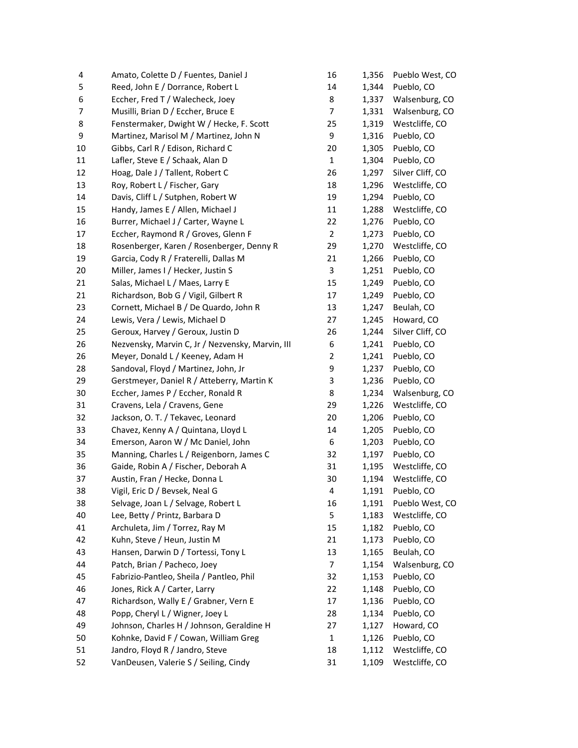| | | | | |
|---|---|---|---|---|
| 4 | Amato, Colette D / Fuentes, Daniel J | 16 | 1,356 | Pueblo West, CO |
| 5 | Reed, John E / Dorrance, Robert L | 14 | 1,344 | Pueblo, CO |
| 6 | Eccher, Fred T / Walecheck, Joey | 8 | 1,337 | Walsenburg, CO |
| 7 | Musilli, Brian D / Eccher, Bruce E | 7 | 1,331 | Walsenburg, CO |
| 8 | Fenstermaker, Dwight W / Hecke, F. Scott | 25 | 1,319 | Westcliffe, CO |
| 9 | Martinez, Marisol M / Martinez, John N | 9 | 1,316 | Pueblo, CO |
| 10 | Gibbs, Carl R / Edison, Richard C | 20 | 1,305 | Pueblo, CO |
| 11 | Lafler, Steve E / Schaak, Alan D | 1 | 1,304 | Pueblo, CO |
| 12 | Hoag, Dale J / Tallent, Robert C | 26 | 1,297 | Silver Cliff, CO |
| 13 | Roy, Robert L / Fischer, Gary | 18 | 1,296 | Westcliffe, CO |
| 14 | Davis, Cliff L / Sutphen, Robert W | 19 | 1,294 | Pueblo, CO |
| 15 | Handy, James E / Allen, Michael J | 11 | 1,288 | Westcliffe, CO |
| 16 | Burrer, Michael J / Carter, Wayne L | 22 | 1,276 | Pueblo, CO |
| 17 | Eccher, Raymond R / Groves, Glenn F | 2 | 1,273 | Pueblo, CO |
| 18 | Rosenberger, Karen / Rosenberger, Denny R | 29 | 1,270 | Westcliffe, CO |
| 19 | Garcia, Cody R / Fraterelli, Dallas M | 21 | 1,266 | Pueblo, CO |
| 20 | Miller, James I / Hecker, Justin S | 3 | 1,251 | Pueblo, CO |
| 21 | Salas, Michael L / Maes, Larry E | 15 | 1,249 | Pueblo, CO |
| 21 | Richardson, Bob G / Vigil, Gilbert R | 17 | 1,249 | Pueblo, CO |
| 23 | Cornett, Michael B / De Quardo, John R | 13 | 1,247 | Beulah, CO |
| 24 | Lewis, Vera / Lewis, Michael D | 27 | 1,245 | Howard, CO |
| 25 | Geroux, Harvey / Geroux, Justin D | 26 | 1,244 | Silver Cliff, CO |
| 26 | Nezvensky, Marvin C, Jr / Nezvensky, Marvin, III | 6 | 1,241 | Pueblo, CO |
| 26 | Meyer, Donald L / Keeney, Adam H | 2 | 1,241 | Pueblo, CO |
| 28 | Sandoval, Floyd / Martinez, John, Jr | 9 | 1,237 | Pueblo, CO |
| 29 | Gerstmeyer, Daniel R / Atteberry, Martin K | 3 | 1,236 | Pueblo, CO |
| 30 | Eccher, James P / Eccher, Ronald R | 8 | 1,234 | Walsenburg, CO |
| 31 | Cravens, Lela / Cravens, Gene | 29 | 1,226 | Westcliffe, CO |
| 32 | Jackson, O. T. / Tekavec, Leonard | 20 | 1,206 | Pueblo, CO |
| 33 | Chavez, Kenny A / Quintana, Lloyd L | 14 | 1,205 | Pueblo, CO |
| 34 | Emerson, Aaron W / Mc Daniel, John | 6 | 1,203 | Pueblo, CO |
| 35 | Manning, Charles L / Reigenborn, James C | 32 | 1,197 | Pueblo, CO |
| 36 | Gaide, Robin A / Fischer, Deborah A | 31 | 1,195 | Westcliffe, CO |
| 37 | Austin, Fran / Hecke, Donna L | 30 | 1,194 | Westcliffe, CO |
| 38 | Vigil, Eric D / Bevsek, Neal G | 4 | 1,191 | Pueblo, CO |
| 38 | Selvage, Joan L / Selvage, Robert L | 16 | 1,191 | Pueblo West, CO |
| 40 | Lee, Betty / Printz, Barbara D | 5 | 1,183 | Westcliffe, CO |
| 41 | Archuleta, Jim / Torrez, Ray M | 15 | 1,182 | Pueblo, CO |
| 42 | Kuhn, Steve / Heun, Justin M | 21 | 1,173 | Pueblo, CO |
| 43 | Hansen, Darwin D / Tortessi, Tony L | 13 | 1,165 | Beulah, CO |
| 44 | Patch, Brian / Pacheco, Joey | 7 | 1,154 | Walsenburg, CO |
| 45 | Fabrizio-Pantleo, Sheila / Pantleo, Phil | 32 | 1,153 | Pueblo, CO |
| 46 | Jones, Rick A / Carter, Larry | 22 | 1,148 | Pueblo, CO |
| 47 | Richardson, Wally E / Grabner, Vern E | 17 | 1,136 | Pueblo, CO |
| 48 | Popp, Cheryl L / Wigner, Joey L | 28 | 1,134 | Pueblo, CO |
| 49 | Johnson, Charles H / Johnson, Geraldine H | 27 | 1,127 | Howard, CO |
| 50 | Kohnke, David F / Cowan, William Greg | 1 | 1,126 | Pueblo, CO |
| 51 | Jandro, Floyd R / Jandro, Steve | 18 | 1,112 | Westcliffe, CO |
| 52 | VanDeusen, Valerie S / Seiling, Cindy | 31 | 1,109 | Westcliffe, CO |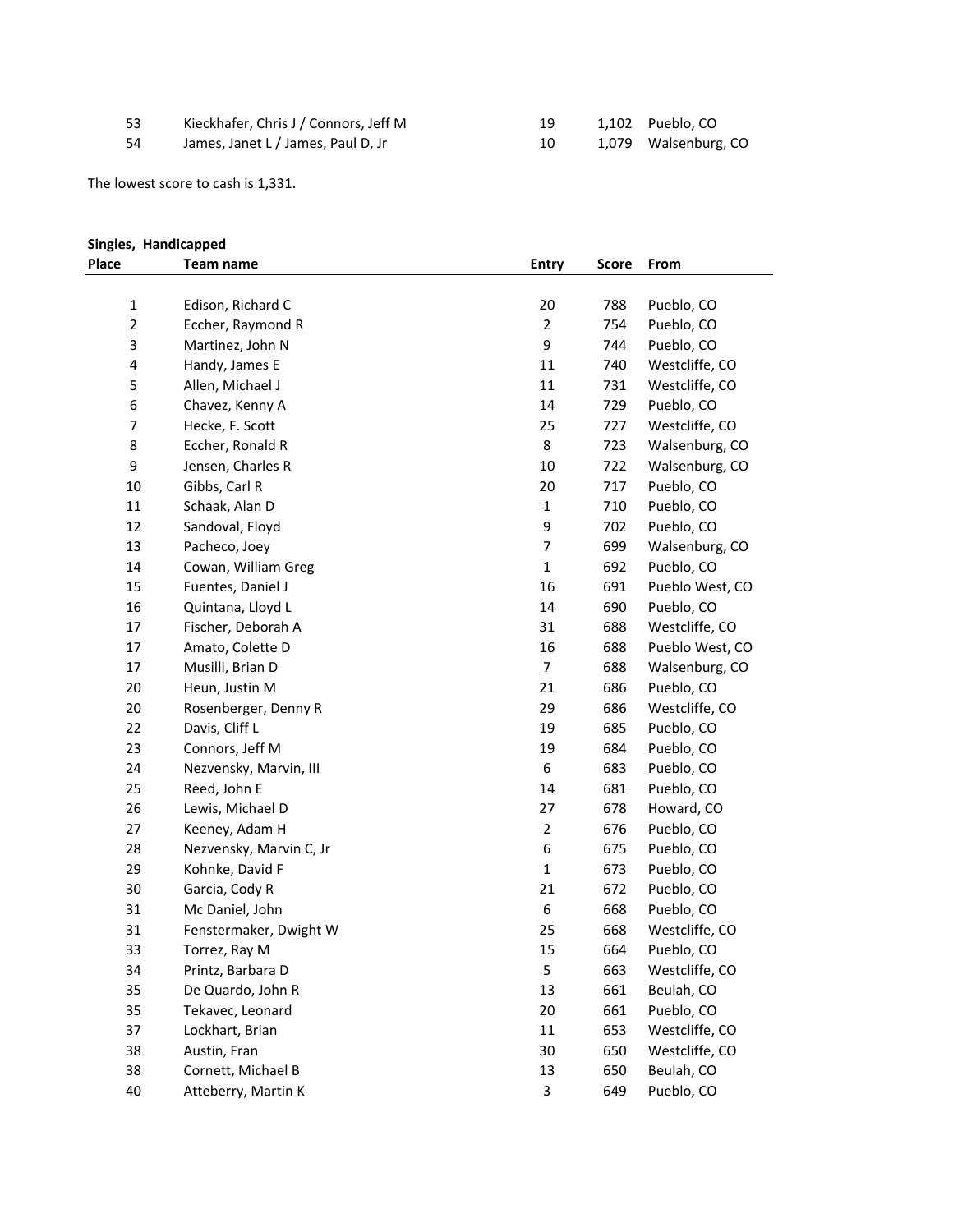| Place | Team name | Entry | Score | From |
|---|---|---|---|---|
| 53 | Kieckhafer, Chris J / Connors, Jeff M | 19 | 1,102 | Pueblo, CO |
| 54 | James, Janet L / James, Paul D, Jr | 10 | 1,079 | Walsenburg, CO |

The lowest score to cash is 1,331.

**Singles, Handicapped**

| Place | Team name | Entry | Score | From |
|---|---|---|---|---|
| 1 | Edison, Richard C | 20 | 788 | Pueblo, CO |
| 2 | Eccher, Raymond R | 2 | 754 | Pueblo, CO |
| 3 | Martinez, John N | 9 | 744 | Pueblo, CO |
| 4 | Handy, James E | 11 | 740 | Westcliffe, CO |
| 5 | Allen, Michael J | 11 | 731 | Westcliffe, CO |
| 6 | Chavez, Kenny A | 14 | 729 | Pueblo, CO |
| 7 | Hecke, F. Scott | 25 | 727 | Westcliffe, CO |
| 8 | Eccher, Ronald R | 8 | 723 | Walsenburg, CO |
| 9 | Jensen, Charles R | 10 | 722 | Walsenburg, CO |
| 10 | Gibbs, Carl R | 20 | 717 | Pueblo, CO |
| 11 | Schaak, Alan D | 1 | 710 | Pueblo, CO |
| 12 | Sandoval, Floyd | 9 | 702 | Pueblo, CO |
| 13 | Pacheco, Joey | 7 | 699 | Walsenburg, CO |
| 14 | Cowan, William Greg | 1 | 692 | Pueblo, CO |
| 15 | Fuentes, Daniel J | 16 | 691 | Pueblo West, CO |
| 16 | Quintana, Lloyd L | 14 | 690 | Pueblo, CO |
| 17 | Fischer, Deborah A | 31 | 688 | Westcliffe, CO |
| 17 | Amato, Colette D | 16 | 688 | Pueblo West, CO |
| 17 | Musilli, Brian D | 7 | 688 | Walsenburg, CO |
| 20 | Heun, Justin M | 21 | 686 | Pueblo, CO |
| 20 | Rosenberger, Denny R | 29 | 686 | Westcliffe, CO |
| 22 | Davis, Cliff L | 19 | 685 | Pueblo, CO |
| 23 | Connors, Jeff M | 19 | 684 | Pueblo, CO |
| 24 | Nezvensky, Marvin, III | 6 | 683 | Pueblo, CO |
| 25 | Reed, John E | 14 | 681 | Pueblo, CO |
| 26 | Lewis, Michael D | 27 | 678 | Howard, CO |
| 27 | Keeney, Adam H | 2 | 676 | Pueblo, CO |
| 28 | Nezvensky, Marvin C, Jr | 6 | 675 | Pueblo, CO |
| 29 | Kohnke, David F | 1 | 673 | Pueblo, CO |
| 30 | Garcia, Cody R | 21 | 672 | Pueblo, CO |
| 31 | Mc Daniel, John | 6 | 668 | Pueblo, CO |
| 31 | Fenstermaker, Dwight W | 25 | 668 | Westcliffe, CO |
| 33 | Torrez, Ray M | 15 | 664 | Pueblo, CO |
| 34 | Printz, Barbara D | 5 | 663 | Westcliffe, CO |
| 35 | De Quardo, John R | 13 | 661 | Beulah, CO |
| 35 | Tekavec, Leonard | 20 | 661 | Pueblo, CO |
| 37 | Lockhart, Brian | 11 | 653 | Westcliffe, CO |
| 38 | Austin, Fran | 30 | 650 | Westcliffe, CO |
| 38 | Cornett, Michael B | 13 | 650 | Beulah, CO |
| 40 | Atteberry, Martin K | 3 | 649 | Pueblo, CO |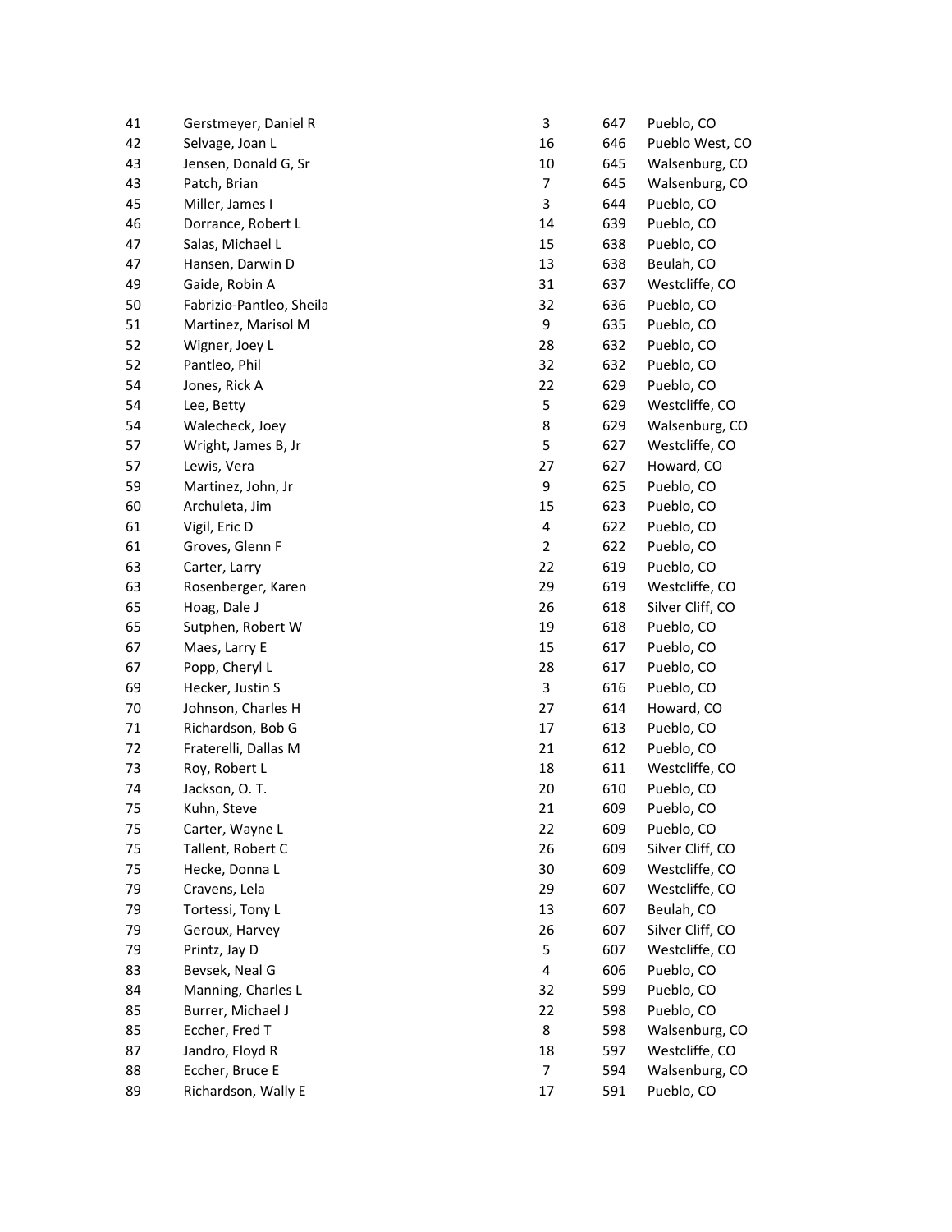| | | | | |
|---|---|---|---|---|
| 41 | Gerstmeyer, Daniel R | 3 | 647 | Pueblo, CO |
| 42 | Selvage, Joan L | 16 | 646 | Pueblo West, CO |
| 43 | Jensen, Donald G, Sr | 10 | 645 | Walsenburg, CO |
| 43 | Patch, Brian | 7 | 645 | Walsenburg, CO |
| 45 | Miller, James I | 3 | 644 | Pueblo, CO |
| 46 | Dorrance, Robert L | 14 | 639 | Pueblo, CO |
| 47 | Salas, Michael L | 15 | 638 | Pueblo, CO |
| 47 | Hansen, Darwin D | 13 | 638 | Beulah, CO |
| 49 | Gaide, Robin A | 31 | 637 | Westcliffe, CO |
| 50 | Fabrizio-Pantleo, Sheila | 32 | 636 | Pueblo, CO |
| 51 | Martinez, Marisol M | 9 | 635 | Pueblo, CO |
| 52 | Wigner, Joey L | 28 | 632 | Pueblo, CO |
| 52 | Pantleo, Phil | 32 | 632 | Pueblo, CO |
| 54 | Jones, Rick A | 22 | 629 | Pueblo, CO |
| 54 | Lee, Betty | 5 | 629 | Westcliffe, CO |
| 54 | Walecheck, Joey | 8 | 629 | Walsenburg, CO |
| 57 | Wright, James B, Jr | 5 | 627 | Westcliffe, CO |
| 57 | Lewis, Vera | 27 | 627 | Howard, CO |
| 59 | Martinez, John, Jr | 9 | 625 | Pueblo, CO |
| 60 | Archuleta, Jim | 15 | 623 | Pueblo, CO |
| 61 | Vigil, Eric D | 4 | 622 | Pueblo, CO |
| 61 | Groves, Glenn F | 2 | 622 | Pueblo, CO |
| 63 | Carter, Larry | 22 | 619 | Pueblo, CO |
| 63 | Rosenberger, Karen | 29 | 619 | Westcliffe, CO |
| 65 | Hoag, Dale J | 26 | 618 | Silver Cliff, CO |
| 65 | Sutphen, Robert W | 19 | 618 | Pueblo, CO |
| 67 | Maes, Larry E | 15 | 617 | Pueblo, CO |
| 67 | Popp, Cheryl L | 28 | 617 | Pueblo, CO |
| 69 | Hecker, Justin S | 3 | 616 | Pueblo, CO |
| 70 | Johnson, Charles H | 27 | 614 | Howard, CO |
| 71 | Richardson, Bob G | 17 | 613 | Pueblo, CO |
| 72 | Fraterelli, Dallas M | 21 | 612 | Pueblo, CO |
| 73 | Roy, Robert L | 18 | 611 | Westcliffe, CO |
| 74 | Jackson, O. T. | 20 | 610 | Pueblo, CO |
| 75 | Kuhn, Steve | 21 | 609 | Pueblo, CO |
| 75 | Carter, Wayne L | 22 | 609 | Pueblo, CO |
| 75 | Tallent, Robert C | 26 | 609 | Silver Cliff, CO |
| 75 | Hecke, Donna L | 30 | 609 | Westcliffe, CO |
| 79 | Cravens, Lela | 29 | 607 | Westcliffe, CO |
| 79 | Tortessi, Tony L | 13 | 607 | Beulah, CO |
| 79 | Geroux, Harvey | 26 | 607 | Silver Cliff, CO |
| 79 | Printz, Jay D | 5 | 607 | Westcliffe, CO |
| 83 | Bevsek, Neal G | 4 | 606 | Pueblo, CO |
| 84 | Manning, Charles L | 32 | 599 | Pueblo, CO |
| 85 | Burrer, Michael J | 22 | 598 | Pueblo, CO |
| 85 | Eccher, Fred T | 8 | 598 | Walsenburg, CO |
| 87 | Jandro, Floyd R | 18 | 597 | Westcliffe, CO |
| 88 | Eccher, Bruce E | 7 | 594 | Walsenburg, CO |
| 89 | Richardson, Wally E | 17 | 591 | Pueblo, CO |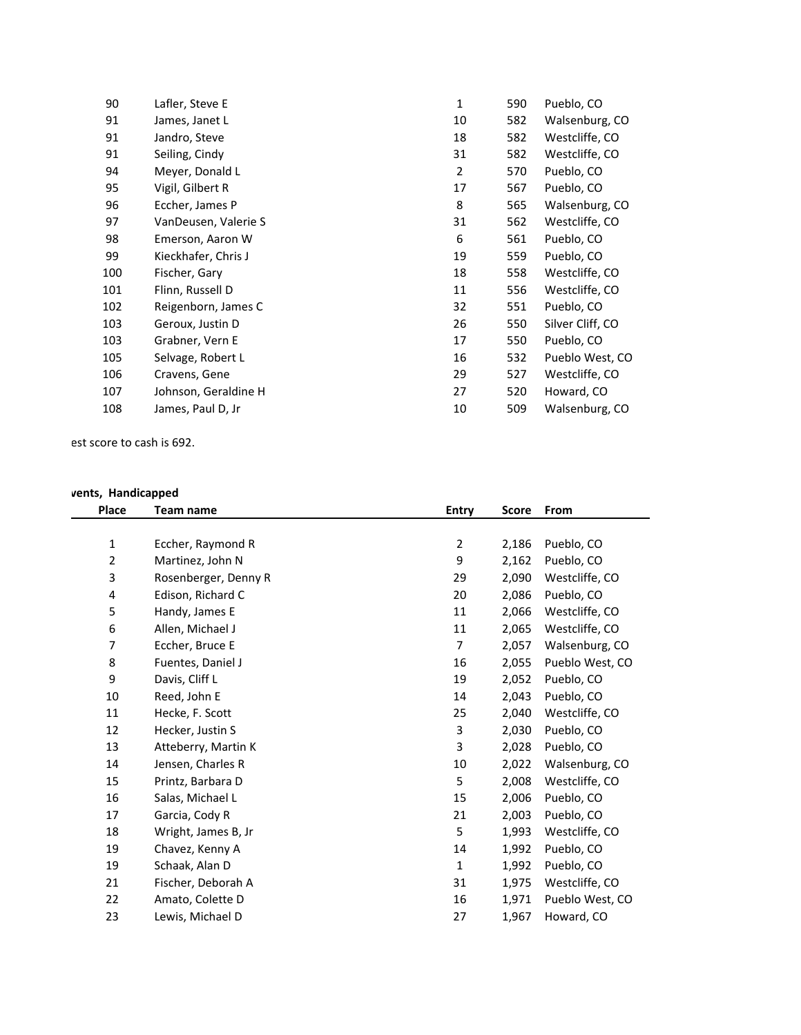| Place | Name | Entry | Score | From |
|---|---|---|---|---|
| 90 | Lafler, Steve E | 1 | 590 | Pueblo, CO |
| 91 | James, Janet L | 10 | 582 | Walsenburg, CO |
| 91 | Jandro, Steve | 18 | 582 | Westcliffe, CO |
| 91 | Seiling, Cindy | 31 | 582 | Westcliffe, CO |
| 94 | Meyer, Donald L | 2 | 570 | Pueblo, CO |
| 95 | Vigil, Gilbert R | 17 | 567 | Pueblo, CO |
| 96 | Eccher, James P | 8 | 565 | Walsenburg, CO |
| 97 | VanDeusen, Valerie S | 31 | 562 | Westcliffe, CO |
| 98 | Emerson, Aaron W | 6 | 561 | Pueblo, CO |
| 99 | Kieckhafer, Chris J | 19 | 559 | Pueblo, CO |
| 100 | Fischer, Gary | 18 | 558 | Westcliffe, CO |
| 101 | Flinn, Russell D | 11 | 556 | Westcliffe, CO |
| 102 | Reigenborn, James C | 32 | 551 | Pueblo, CO |
| 103 | Geroux, Justin D | 26 | 550 | Silver Cliff, CO |
| 103 | Grabner, Vern E | 17 | 550 | Pueblo, CO |
| 105 | Selvage, Robert L | 16 | 532 | Pueblo West, CO |
| 106 | Cravens, Gene | 29 | 527 | Westcliffe, CO |
| 107 | Johnson, Geraldine H | 27 | 520 | Howard, CO |
| 108 | James, Paul D, Jr | 10 | 509 | Walsenburg, CO |

est score to cash is 692.

**vents, Handicapped**

| Place | Team name | Entry | Score | From |
|---|---|---|---|---|
| 1 | Eccher, Raymond R | 2 | 2,186 | Pueblo, CO |
| 2 | Martinez, John N | 9 | 2,162 | Pueblo, CO |
| 3 | Rosenberger, Denny R | 29 | 2,090 | Westcliffe, CO |
| 4 | Edison, Richard C | 20 | 2,086 | Pueblo, CO |
| 5 | Handy, James E | 11 | 2,066 | Westcliffe, CO |
| 6 | Allen, Michael J | 11 | 2,065 | Westcliffe, CO |
| 7 | Eccher, Bruce E | 7 | 2,057 | Walsenburg, CO |
| 8 | Fuentes, Daniel J | 16 | 2,055 | Pueblo West, CO |
| 9 | Davis, Cliff L | 19 | 2,052 | Pueblo, CO |
| 10 | Reed, John E | 14 | 2,043 | Pueblo, CO |
| 11 | Hecke, F. Scott | 25 | 2,040 | Westcliffe, CO |
| 12 | Hecker, Justin S | 3 | 2,030 | Pueblo, CO |
| 13 | Atteberry, Martin K | 3 | 2,028 | Pueblo, CO |
| 14 | Jensen, Charles R | 10 | 2,022 | Walsenburg, CO |
| 15 | Printz, Barbara D | 5 | 2,008 | Westcliffe, CO |
| 16 | Salas, Michael L | 15 | 2,006 | Pueblo, CO |
| 17 | Garcia, Cody R | 21 | 2,003 | Pueblo, CO |
| 18 | Wright, James B, Jr | 5 | 1,993 | Westcliffe, CO |
| 19 | Chavez, Kenny A | 14 | 1,992 | Pueblo, CO |
| 19 | Schaak, Alan D | 1 | 1,992 | Pueblo, CO |
| 21 | Fischer, Deborah A | 31 | 1,975 | Westcliffe, CO |
| 22 | Amato, Colette D | 16 | 1,971 | Pueblo West, CO |
| 23 | Lewis, Michael D | 27 | 1,967 | Howard, CO |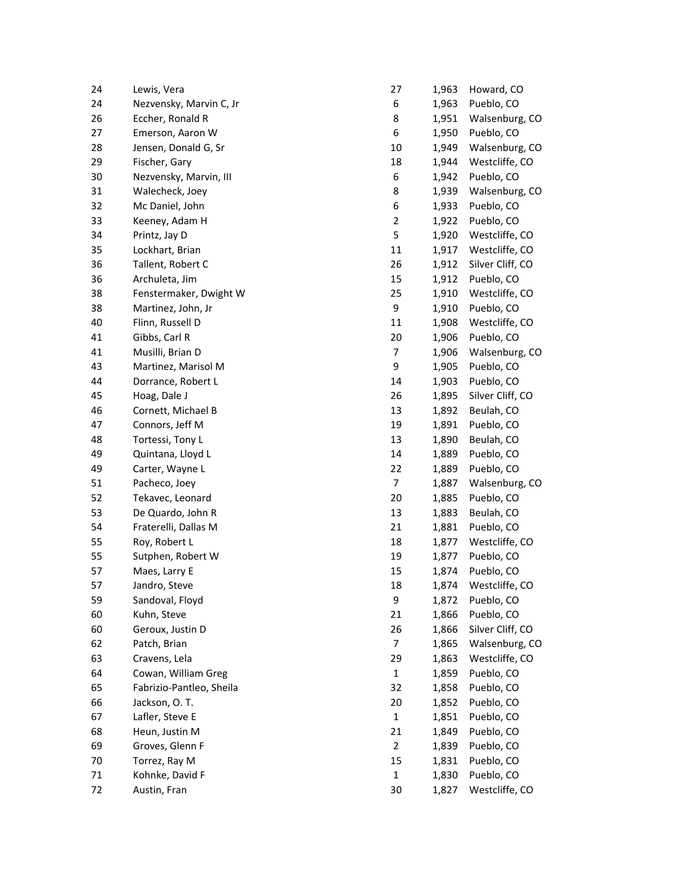| | | | | |
|---|---|---|---|---|
| 24 | Lewis, Vera | 27 | 1,963 | Howard, CO |
| 24 | Nezvensky, Marvin C, Jr | 6 | 1,963 | Pueblo, CO |
| 26 | Eccher, Ronald R | 8 | 1,951 | Walsenburg, CO |
| 27 | Emerson, Aaron W | 6 | 1,950 | Pueblo, CO |
| 28 | Jensen, Donald G, Sr | 10 | 1,949 | Walsenburg, CO |
| 29 | Fischer, Gary | 18 | 1,944 | Westcliffe, CO |
| 30 | Nezvensky, Marvin, III | 6 | 1,942 | Pueblo, CO |
| 31 | Walecheck, Joey | 8 | 1,939 | Walsenburg, CO |
| 32 | Mc Daniel, John | 6 | 1,933 | Pueblo, CO |
| 33 | Keeney, Adam H | 2 | 1,922 | Pueblo, CO |
| 34 | Printz, Jay D | 5 | 1,920 | Westcliffe, CO |
| 35 | Lockhart, Brian | 11 | 1,917 | Westcliffe, CO |
| 36 | Tallent, Robert C | 26 | 1,912 | Silver Cliff, CO |
| 36 | Archuleta, Jim | 15 | 1,912 | Pueblo, CO |
| 38 | Fenstermaker, Dwight W | 25 | 1,910 | Westcliffe, CO |
| 38 | Martinez, John, Jr | 9 | 1,910 | Pueblo, CO |
| 40 | Flinn, Russell D | 11 | 1,908 | Westcliffe, CO |
| 41 | Gibbs, Carl R | 20 | 1,906 | Pueblo, CO |
| 41 | Musilli, Brian D | 7 | 1,906 | Walsenburg, CO |
| 43 | Martinez, Marisol M | 9 | 1,905 | Pueblo, CO |
| 44 | Dorrance, Robert L | 14 | 1,903 | Pueblo, CO |
| 45 | Hoag, Dale J | 26 | 1,895 | Silver Cliff, CO |
| 46 | Cornett, Michael B | 13 | 1,892 | Beulah, CO |
| 47 | Connors, Jeff M | 19 | 1,891 | Pueblo, CO |
| 48 | Tortessi, Tony L | 13 | 1,890 | Beulah, CO |
| 49 | Quintana, Lloyd L | 14 | 1,889 | Pueblo, CO |
| 49 | Carter, Wayne L | 22 | 1,889 | Pueblo, CO |
| 51 | Pacheco, Joey | 7 | 1,887 | Walsenburg, CO |
| 52 | Tekavec, Leonard | 20 | 1,885 | Pueblo, CO |
| 53 | De Quardo, John R | 13 | 1,883 | Beulah, CO |
| 54 | Fraterelli, Dallas M | 21 | 1,881 | Pueblo, CO |
| 55 | Roy, Robert L | 18 | 1,877 | Westcliffe, CO |
| 55 | Sutphen, Robert W | 19 | 1,877 | Pueblo, CO |
| 57 | Maes, Larry E | 15 | 1,874 | Pueblo, CO |
| 57 | Jandro, Steve | 18 | 1,874 | Westcliffe, CO |
| 59 | Sandoval, Floyd | 9 | 1,872 | Pueblo, CO |
| 60 | Kuhn, Steve | 21 | 1,866 | Pueblo, CO |
| 60 | Geroux, Justin D | 26 | 1,866 | Silver Cliff, CO |
| 62 | Patch, Brian | 7 | 1,865 | Walsenburg, CO |
| 63 | Cravens, Lela | 29 | 1,863 | Westcliffe, CO |
| 64 | Cowan, William Greg | 1 | 1,859 | Pueblo, CO |
| 65 | Fabrizio-Pantleo, Sheila | 32 | 1,858 | Pueblo, CO |
| 66 | Jackson, O. T. | 20 | 1,852 | Pueblo, CO |
| 67 | Lafler, Steve E | 1 | 1,851 | Pueblo, CO |
| 68 | Heun, Justin M | 21 | 1,849 | Pueblo, CO |
| 69 | Groves, Glenn F | 2 | 1,839 | Pueblo, CO |
| 70 | Torrez, Ray M | 15 | 1,831 | Pueblo, CO |
| 71 | Kohnke, David F | 1 | 1,830 | Pueblo, CO |
| 72 | Austin, Fran | 30 | 1,827 | Westcliffe, CO |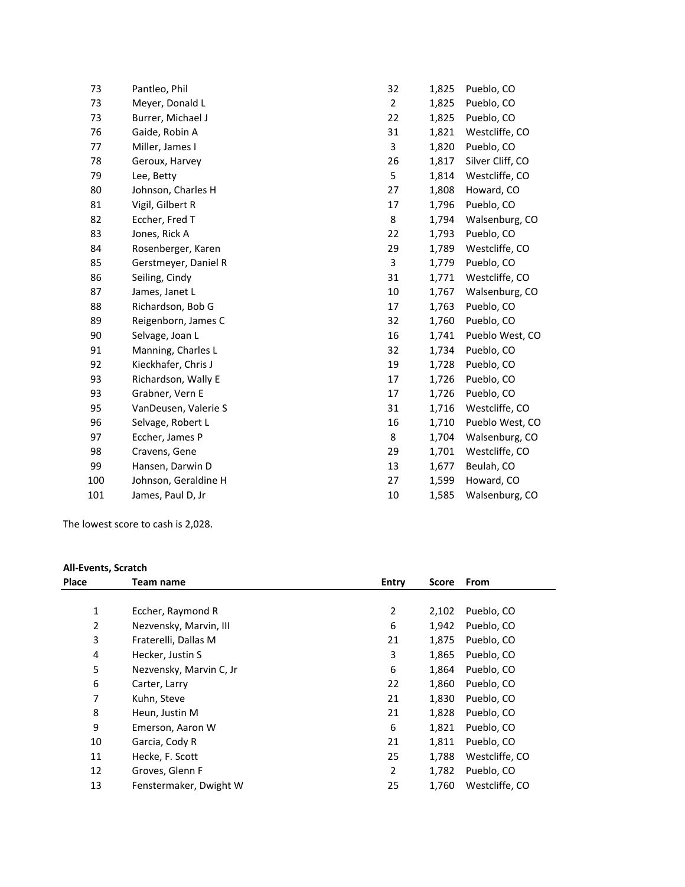| | | | | |
|---|---|---|---|---|
| 73 | Pantleo, Phil | 32 | 1,825 | Pueblo, CO |
| 73 | Meyer, Donald L | 2 | 1,825 | Pueblo, CO |
| 73 | Burrer, Michael J | 22 | 1,825 | Pueblo, CO |
| 76 | Gaide, Robin A | 31 | 1,821 | Westcliffe, CO |
| 77 | Miller, James I | 3 | 1,820 | Pueblo, CO |
| 78 | Geroux, Harvey | 26 | 1,817 | Silver Cliff, CO |
| 79 | Lee, Betty | 5 | 1,814 | Westcliffe, CO |
| 80 | Johnson, Charles H | 27 | 1,808 | Howard, CO |
| 81 | Vigil, Gilbert R | 17 | 1,796 | Pueblo, CO |
| 82 | Eccher, Fred T | 8 | 1,794 | Walsenburg, CO |
| 83 | Jones, Rick A | 22 | 1,793 | Pueblo, CO |
| 84 | Rosenberger, Karen | 29 | 1,789 | Westcliffe, CO |
| 85 | Gerstmeyer, Daniel R | 3 | 1,779 | Pueblo, CO |
| 86 | Seiling, Cindy | 31 | 1,771 | Westcliffe, CO |
| 87 | James, Janet L | 10 | 1,767 | Walsenburg, CO |
| 88 | Richardson, Bob G | 17 | 1,763 | Pueblo, CO |
| 89 | Reigenborn, James C | 32 | 1,760 | Pueblo, CO |
| 90 | Selvage, Joan L | 16 | 1,741 | Pueblo West, CO |
| 91 | Manning, Charles L | 32 | 1,734 | Pueblo, CO |
| 92 | Kieckhafer, Chris J | 19 | 1,728 | Pueblo, CO |
| 93 | Richardson, Wally E | 17 | 1,726 | Pueblo, CO |
| 93 | Grabner, Vern E | 17 | 1,726 | Pueblo, CO |
| 95 | VanDeusen, Valerie S | 31 | 1,716 | Westcliffe, CO |
| 96 | Selvage, Robert L | 16 | 1,710 | Pueblo West, CO |
| 97 | Eccher, James P | 8 | 1,704 | Walsenburg, CO |
| 98 | Cravens, Gene | 29 | 1,701 | Westcliffe, CO |
| 99 | Hansen, Darwin D | 13 | 1,677 | Beulah, CO |
| 100 | Johnson, Geraldine H | 27 | 1,599 | Howard, CO |
| 101 | James, Paul D, Jr | 10 | 1,585 | Walsenburg, CO |

The lowest score to cash is 2,028.

**All-Events, Scratch**

| Place | Team name | Entry | Score | From |
|---|---|---|---|---|
| 1 | Eccher, Raymond R | 2 | 2,102 | Pueblo, CO |
| 2 | Nezvensky, Marvin, III | 6 | 1,942 | Pueblo, CO |
| 3 | Fraterelli, Dallas M | 21 | 1,875 | Pueblo, CO |
| 4 | Hecker, Justin S | 3 | 1,865 | Pueblo, CO |
| 5 | Nezvensky, Marvin C, Jr | 6 | 1,864 | Pueblo, CO |
| 6 | Carter, Larry | 22 | 1,860 | Pueblo, CO |
| 7 | Kuhn, Steve | 21 | 1,830 | Pueblo, CO |
| 8 | Heun, Justin M | 21 | 1,828 | Pueblo, CO |
| 9 | Emerson, Aaron W | 6 | 1,821 | Pueblo, CO |
| 10 | Garcia, Cody R | 21 | 1,811 | Pueblo, CO |
| 11 | Hecke, F. Scott | 25 | 1,788 | Westcliffe, CO |
| 12 | Groves, Glenn F | 2 | 1,782 | Pueblo, CO |
| 13 | Fenstermaker, Dwight W | 25 | 1,760 | Westcliffe, CO |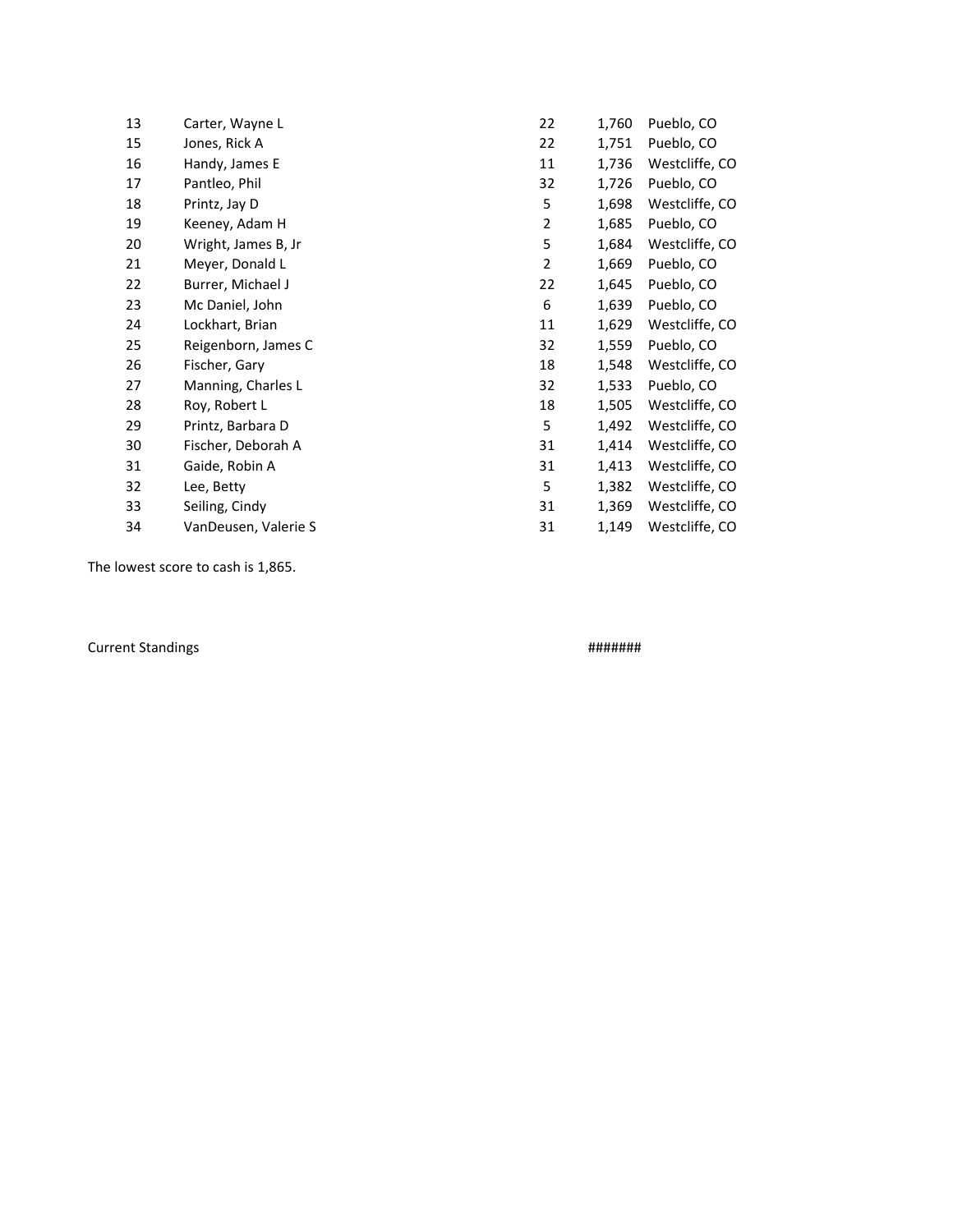| | | | | |
|---|---|---|---|---|
| 13 | Carter, Wayne L | 22 | 1,760 | Pueblo, CO |
| 15 | Jones, Rick A | 22 | 1,751 | Pueblo, CO |
| 16 | Handy, James E | 11 | 1,736 | Westcliffe, CO |
| 17 | Pantleo, Phil | 32 | 1,726 | Pueblo, CO |
| 18 | Printz, Jay D | 5 | 1,698 | Westcliffe, CO |
| 19 | Keeney, Adam H | 2 | 1,685 | Pueblo, CO |
| 20 | Wright, James B, Jr | 5 | 1,684 | Westcliffe, CO |
| 21 | Meyer, Donald L | 2 | 1,669 | Pueblo, CO |
| 22 | Burrer, Michael J | 22 | 1,645 | Pueblo, CO |
| 23 | Mc Daniel, John | 6 | 1,639 | Pueblo, CO |
| 24 | Lockhart, Brian | 11 | 1,629 | Westcliffe, CO |
| 25 | Reigenborn, James C | 32 | 1,559 | Pueblo, CO |
| 26 | Fischer, Gary | 18 | 1,548 | Westcliffe, CO |
| 27 | Manning, Charles L | 32 | 1,533 | Pueblo, CO |
| 28 | Roy, Robert L | 18 | 1,505 | Westcliffe, CO |
| 29 | Printz, Barbara D | 5 | 1,492 | Westcliffe, CO |
| 30 | Fischer, Deborah A | 31 | 1,414 | Westcliffe, CO |
| 31 | Gaide, Robin A | 31 | 1,413 | Westcliffe, CO |
| 32 | Lee, Betty | 5 | 1,382 | Westcliffe, CO |
| 33 | Seiling, Cindy | 31 | 1,369 | Westcliffe, CO |
| 34 | VanDeusen, Valerie S | 31 | 1,149 | Westcliffe, CO |

The lowest score to cash is 1,865.

Current Standings #######